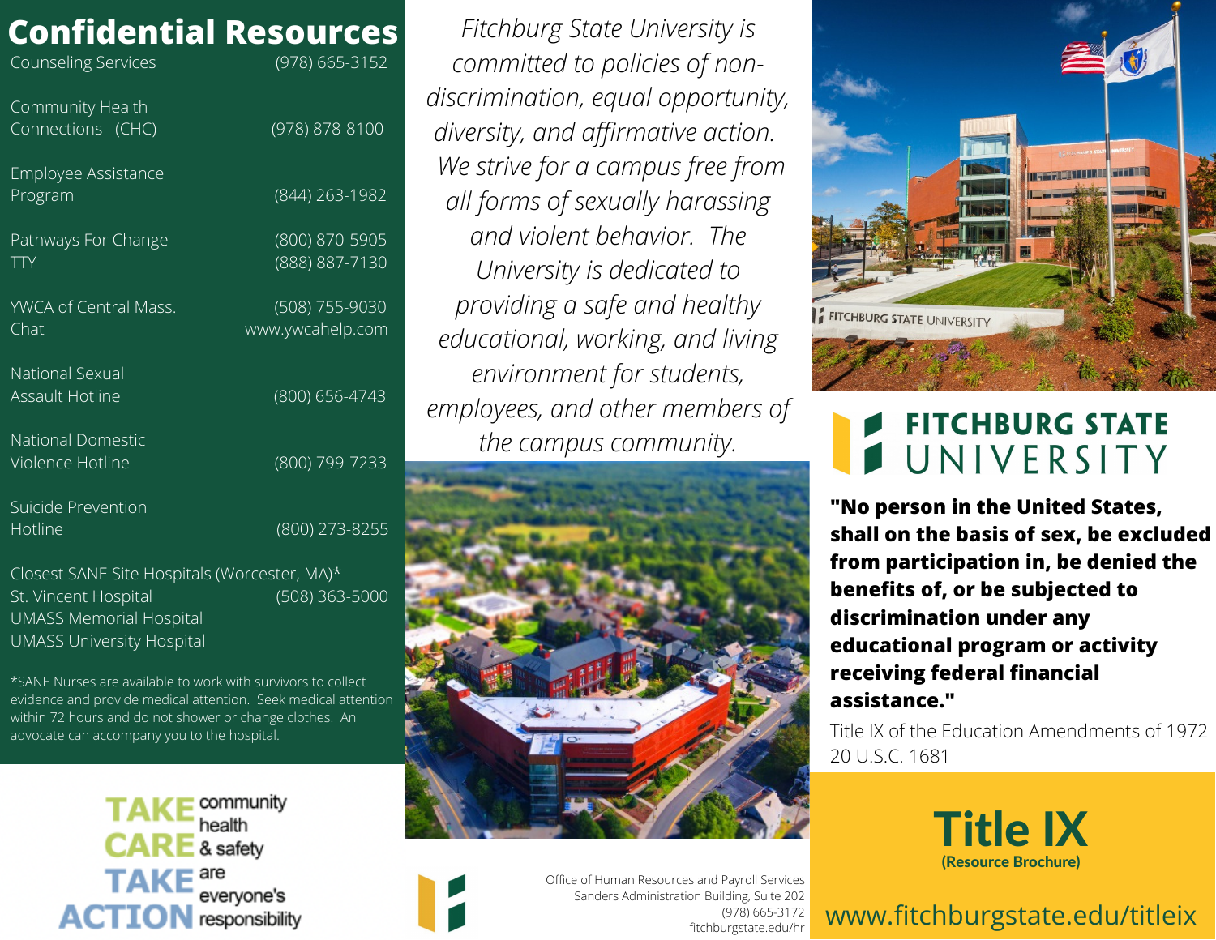## Confidential Resources

| Resource | Contact |
| --- | --- |
| Counseling Services | (978) 665-3152 |
| Community Health Connections (CHC) | (978) 878-8100 |
| Employee Assistance Program | (844) 263-1982 |
| Pathways For Change | (800) 870-5905 |
| TTY | (888) 887-7130 |
| YWCA of Central Mass. | (508) 755-9030 |
| Chat | www.ywcahelp.com |
| National Sexual Assault Hotline | (800) 656-4743 |
| National Domestic Violence Hotline | (800) 799-7233 |
| Suicide Prevention Hotline | (800) 273-8255 |

Closest SANE Site Hospitals (Worcester, MA)*
St. Vincent Hospital (508) 363-5000
UMASS Memorial Hospital
UMASS University Hospital

*SANE Nurses are available to work with survivors to collect evidence and provide medical attention. Seek medical attention within 72 hours and do not shower or change clothes. An advocate can accompany you to the hospital.

TAKE CARE TAKE ACTION community health & safety are everyone's responsibility

*Fitchburg State University is committed to policies of non-discrimination, equal opportunity, diversity, and affirmative action. We strive for a campus free from all forms of sexually harassing and violent behavior. The University is dedicated to providing a safe and healthy educational, working, and living environment for students, employees, and other members of the campus community.*

Office of Human Resources and Payroll Services
Sanders Administration Building, Suite 202
(978) 665-3172
fitchburgstate.edu/hr

FITCHBURG STATE UNIVERSITY

**"No person in the United States, shall on the basis of sex, be excluded from participation in, be denied the benefits of, or be subjected to discrimination under any educational program or activity receiving federal financial assistance."**

Title IX of the Education Amendments of 1972
20 U.S.C. 1681

# Title IX

**(Resource Brochure)**

www.fitchburgstate.edu/titleix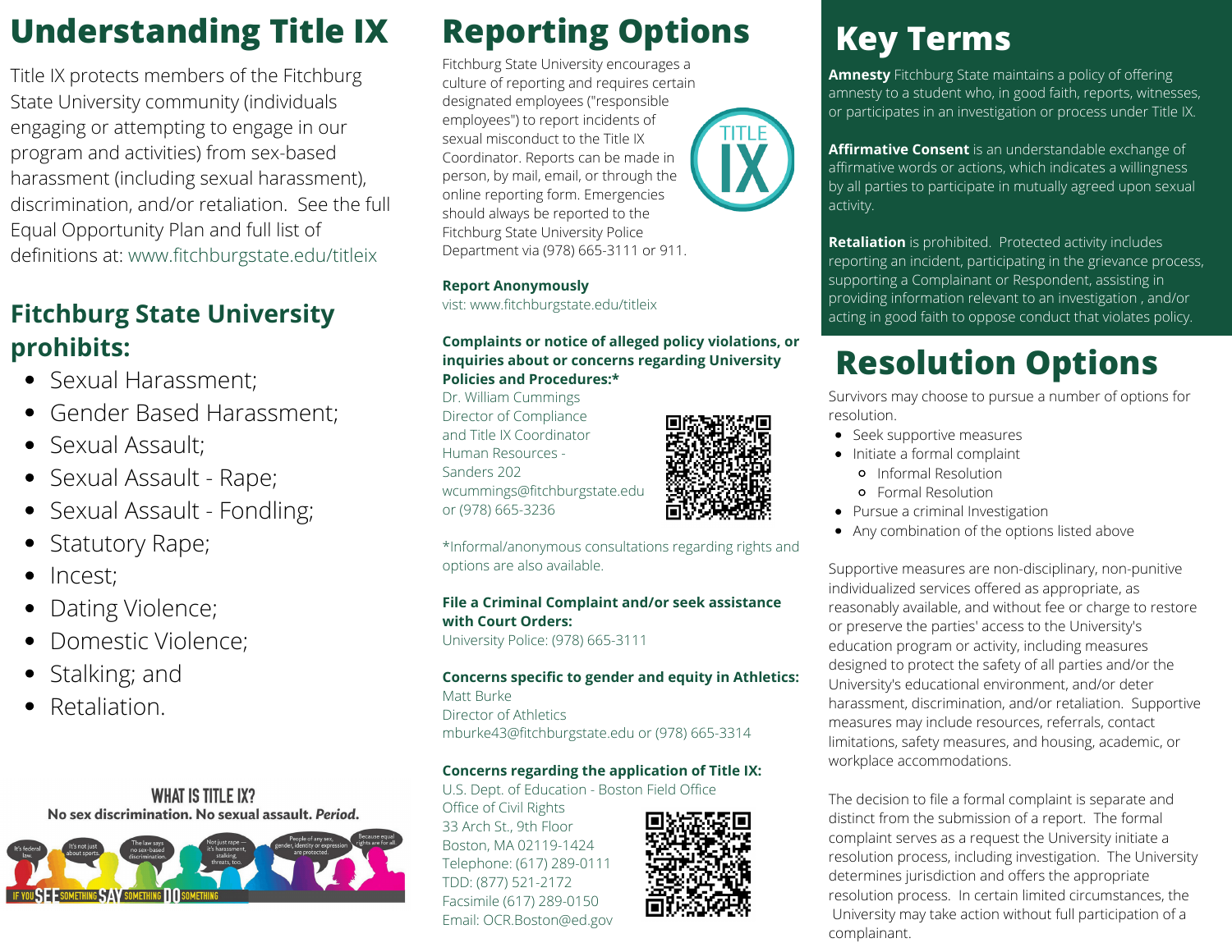# Understanding Title IX

Title IX protects members of the Fitchburg State University community (individuals engaging or attempting to engage in our program and activities) from sex-based harassment (including sexual harassment), discrimination, and/or retaliation. See the full Equal Opportunity Plan and full list of definitions at: www.fitchburgstate.edu/titleix

## Fitchburg State University prohibits:

- Sexual Harassment;
- Gender Based Harassment;
- Sexual Assault;
- Sexual Assault - Rape;
- Sexual Assault - Fondling;
- Statutory Rape;
- Incest;
- Dating Violence;
- Domestic Violence;
- Stalking; and
- Retaliation.

WHAT IS TITLE IX?

No sex discrimination. No sexual assault. *Period.*

It's federal law. It's not just about sports. The law says no sex-based discrimination. Not just rape — it's harassment, stalking, threats, too. People of any sex, gender, identity or expression are protected. Because equal rights are for all.

IF YOU SEE SOMETHING SAY SOMETHING DO SOMETHING

# Reporting Options

Fitchburg State University encourages a culture of reporting and requires certain designated employees ("responsible employees") to report incidents of sexual misconduct to the Title IX Coordinator. Reports can be made in person, by mail, email, or through the online reporting form. Emergencies should always be reported to the Fitchburg State University Police Department via (978) 665-3111 or 911.

TITLE IX

**Report Anonymously**
vist: www.fitchburgstate.edu/titleix

**Complaints or notice of alleged policy violations, or inquiries about or concerns regarding University Policies and Procedures:***
Dr. William Cummings
Director of Compliance
and Title IX Coordinator
Human Resources -
Sanders 202
wcummings@fitchburgstate.edu
or (978) 665-3236

*Informal/anonymous consultations regarding rights and options are also available.

**File a Criminal Complaint and/or seek assistance with Court Orders:**
University Police: (978) 665-3111

**Concerns specific to gender and equity in Athletics:**
Matt Burke
Director of Athletics
mburke43@fitchburgstate.edu or (978) 665-3314

**Concerns regarding the application of Title IX:**
U.S. Dept. of Education - Boston Field Office
Office of Civil Rights
33 Arch St., 9th Floor
Boston, MA 02119-1424
Telephone: (617) 289-0111
TDD: (877) 521-2172
Facsimile (617) 289-0150
Email: OCR.Boston@ed.gov

# Key Terms

**Amnesty** Fitchburg State maintains a policy of offering amnesty to a student who, in good faith, reports, witnesses, or participates in an investigation or process under Title IX.

**Affirmative Consent** is an understandable exchange of affirmative words or actions, which indicates a willingness by all parties to participate in mutually agreed upon sexual activity.

**Retaliation** is prohibited. Protected activity includes reporting an incident, participating in the grievance process, supporting a Complainant or Respondent, assisting in providing information relevant to an investigation , and/or acting in good faith to oppose conduct that violates policy.

# Resolution Options

Survivors may choose to pursue a number of options for resolution.

- Seek supportive measures
- Initiate a formal complaint
  - Informal Resolution
  - Formal Resolution
- Pursue a criminal Investigation
- Any combination of the options listed above

Supportive measures are non-disciplinary, non-punitive individualized services offered as appropriate, as reasonably available, and without fee or charge to restore or preserve the parties' access to the University's education program or activity, including measures designed to protect the safety of all parties and/or the University's educational environment, and/or deter harassment, discrimination, and/or retaliation. Supportive measures may include resources, referrals, contact limitations, safety measures, and housing, academic, or workplace accommodations.

The decision to file a formal complaint is separate and distinct from the submission of a report. The formal complaint serves as a request the University initiate a resolution process, including investigation. The University determines jurisdiction and offers the appropriate resolution process. In certain limited circumstances, the University may take action without full participation of a complainant.